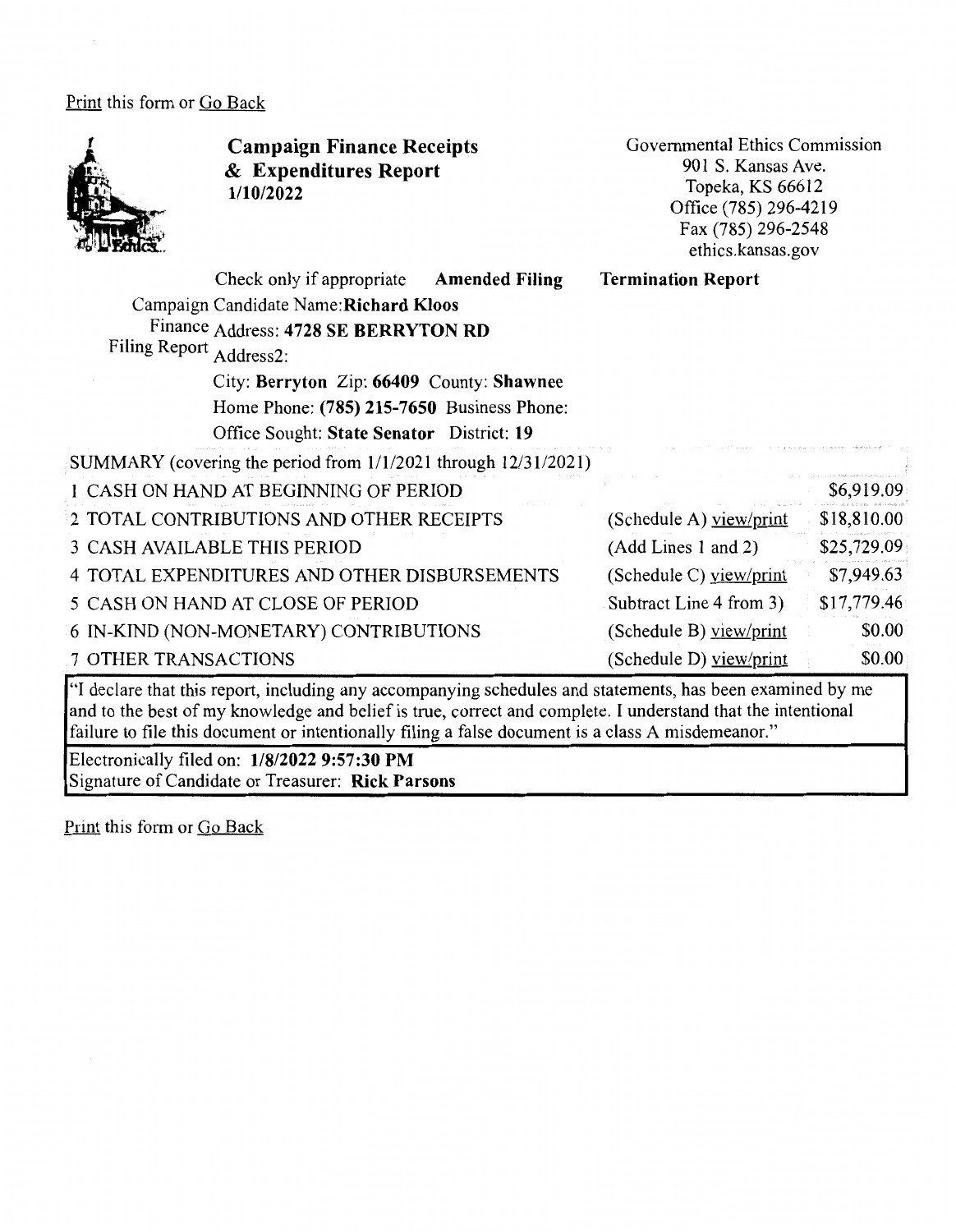Print this form or Go Back

# Campaign Finance Receipts & Expenditures Report

**1/10/2022**

Governmental Ethics Commission
901 S. Kansas Ave.
Topeka, KS 66612
Office (785) 296-4219
Fax (785) 296-2548
ethics.kansas.gov

Check only if appropriate **Amended Filing** **Termination Report**

Campaign Finance Filing Report

Candidate Name: **Richard Kloos**
Address: **4728 SE BERRYTON RD**
Address2:
City: **Berryton** Zip: **66409** County: **Shawnee**
Home Phone: **(785) 215-7650** Business Phone:
Office Sought: **State Senator** District: **19**

| SUMMARY (covering the period from 1/1/2021 through 12/31/2021) | | |
|---|---|---|
| 1 CASH ON HAND AT BEGINNING OF PERIOD | | $6,919.09 |
| 2 TOTAL CONTRIBUTIONS AND OTHER RECEIPTS | (Schedule A) view/print | $18,810.00 |
| 3 CASH AVAILABLE THIS PERIOD | (Add Lines 1 and 2) | $25,729.09 |
| 4 TOTAL EXPENDITURES AND OTHER DISBURSEMENTS | (Schedule C) view/print | $7,949.63 |
| 5 CASH ON HAND AT CLOSE OF PERIOD | Subtract Line 4 from 3) | $17,779.46 |
| 6 IN-KIND (NON-MONETARY) CONTRIBUTIONS | (Schedule B) view/print | $0.00 |
| 7 OTHER TRANSACTIONS | (Schedule D) view/print | $0.00 |

"I declare that this report, including any accompanying schedules and statements, has been examined by me and to the best of my knowledge and belief is true, correct and complete. I understand that the intentional failure to file this document or intentionally filing a false document is a class A misdemeanor."

Electronically filed on: **1/8/2022 9:57:30 PM**
Signature of Candidate or Treasurer: **Rick Parsons**

Print this form or Go Back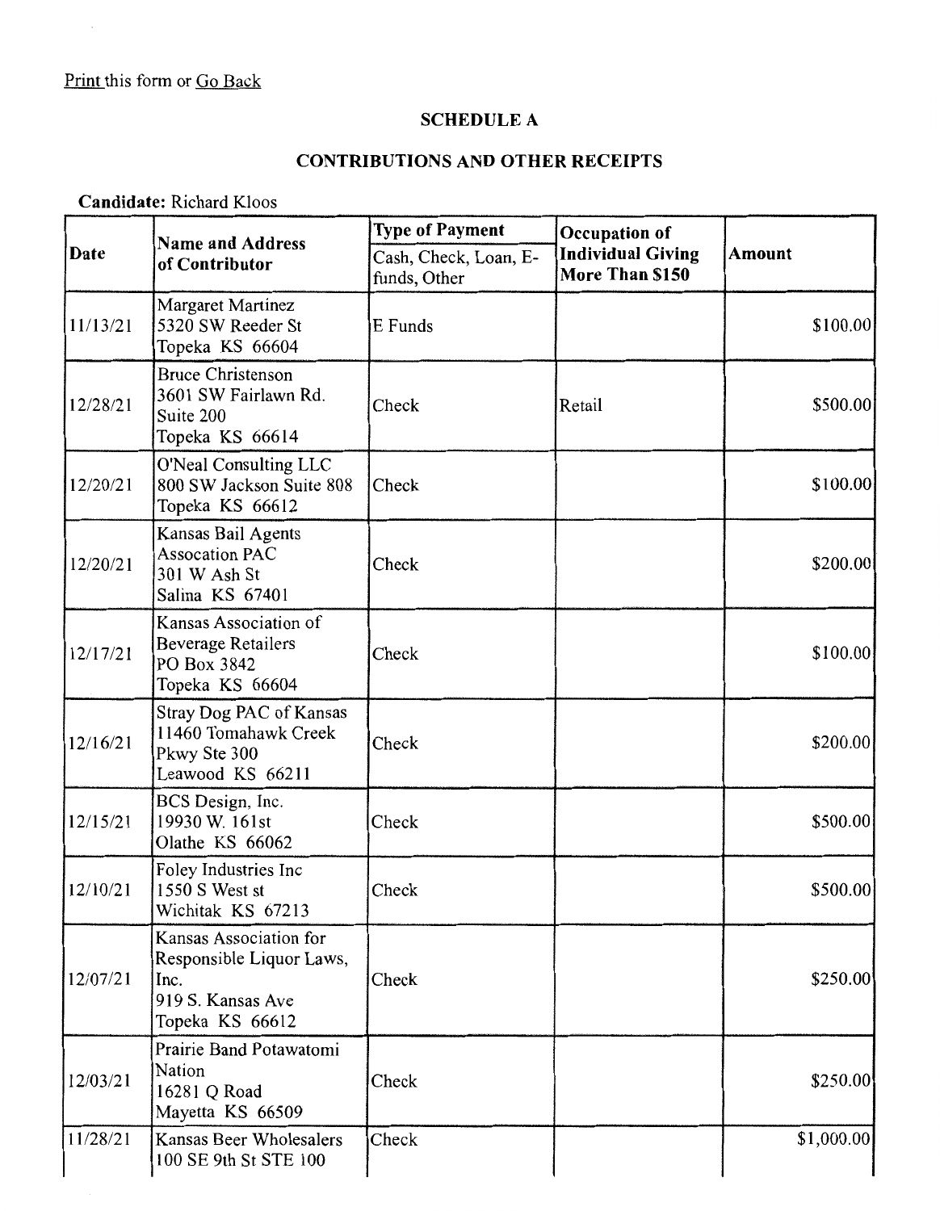Print this form or Go Back

## SCHEDULE A

## CONTRIBUTIONS AND OTHER RECEIPTS

**Candidate:** Richard Kloos

| Date | Name and Address of Contributor | Type of Payment<br>Cash, Check, Loan, E-funds, Other | Occupation of Individual Giving More Than $150 | Amount |
|---|---|---|---|---|
| 11/13/21 | Margaret Martinez<br>5320 SW Reeder St<br>Topeka KS 66604 | E Funds | | $100.00 |
| 12/28/21 | Bruce Christenson<br>3601 SW Fairlawn Rd.<br>Suite 200<br>Topeka KS 66614 | Check | Retail | $500.00 |
| 12/20/21 | O'Neal Consulting LLC<br>800 SW Jackson Suite 808<br>Topeka KS 66612 | Check | | $100.00 |
| 12/20/21 | Kansas Bail Agents Assocation PAC<br>301 W Ash St<br>Salina KS 67401 | Check | | $200.00 |
| 12/17/21 | Kansas Association of Beverage Retailers<br>PO Box 3842<br>Topeka KS 66604 | Check | | $100.00 |
| 12/16/21 | Stray Dog PAC of Kansas<br>11460 Tomahawk Creek Pkwy Ste 300<br>Leawood KS 66211 | Check | | $200.00 |
| 12/15/21 | BCS Design, Inc.<br>19930 W. 161st<br>Olathe KS 66062 | Check | | $500.00 |
| 12/10/21 | Foley Industries Inc<br>1550 S West st<br>Wichitak KS 67213 | Check | | $500.00 |
| 12/07/21 | Kansas Association for Responsible Liquor Laws, Inc.<br>919 S. Kansas Ave<br>Topeka KS 66612 | Check | | $250.00 |
| 12/03/21 | Prairie Band Potawatomi Nation<br>16281 Q Road<br>Mayetta KS 66509 | Check | | $250.00 |
| 11/28/21 | Kansas Beer Wholesalers<br>100 SE 9th St STE 100 | Check | | $1,000.00 |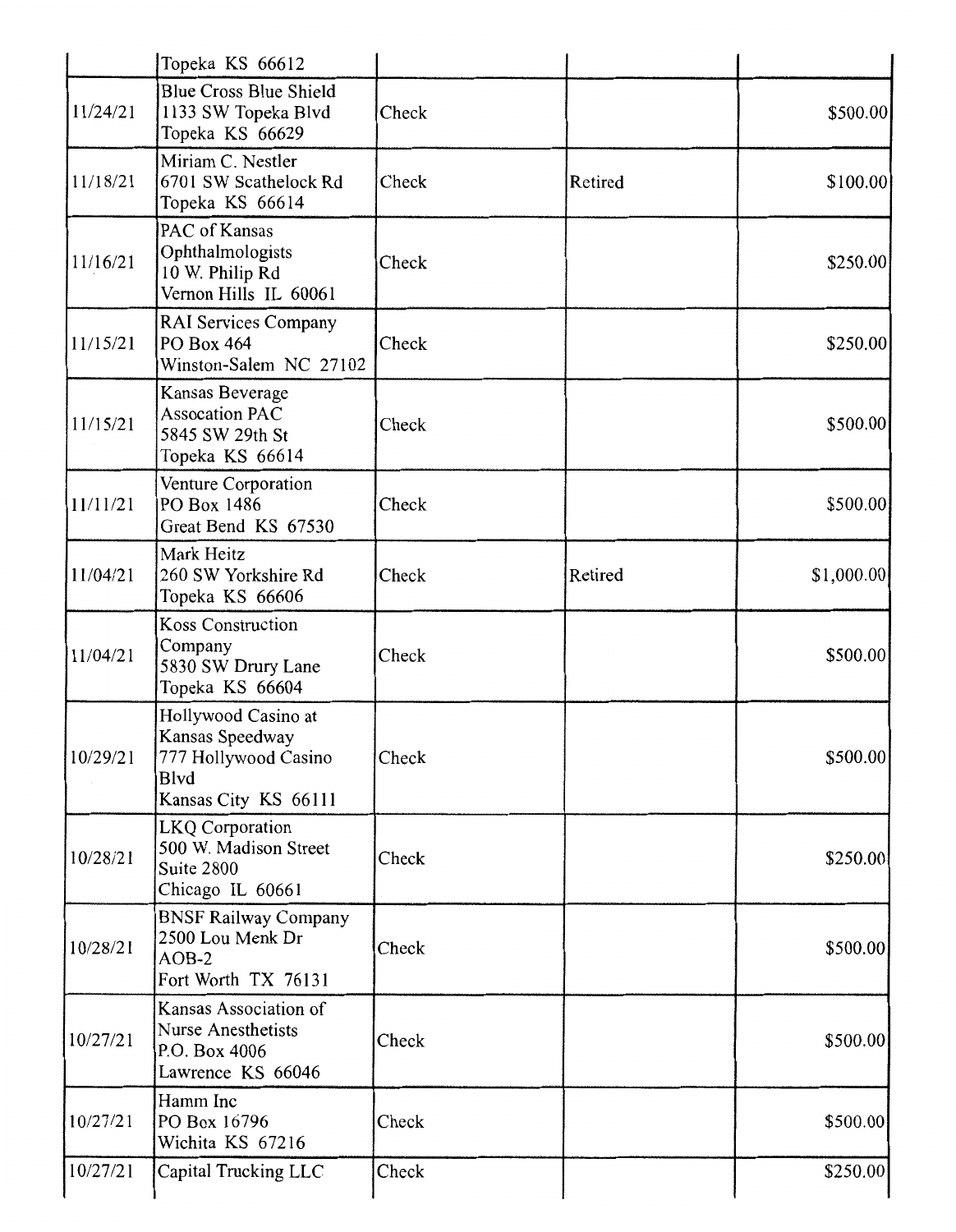| | | | | |
|---|---|---|---|---|
| | Topeka KS 66612 | | | |
| 11/24/21 | Blue Cross Blue Shield<br>1133 SW Topeka Blvd<br>Topeka KS 66629 | Check | | $500.00 |
| 11/18/21 | Miriam C. Nestler<br>6701 SW Scathelock Rd<br>Topeka KS 66614 | Check | Retired | $100.00 |
| 11/16/21 | PAC of Kansas Ophthalmologists<br>10 W. Philip Rd<br>Vernon Hills IL 60061 | Check | | $250.00 |
| 11/15/21 | RAI Services Company<br>PO Box 464<br>Winston-Salem NC 27102 | Check | | $250.00 |
| 11/15/21 | Kansas Beverage Assocation PAC<br>5845 SW 29th St<br>Topeka KS 66614 | Check | | $500.00 |
| 11/11/21 | Venture Corporation<br>PO Box 1486<br>Great Bend KS 67530 | Check | | $500.00 |
| 11/04/21 | Mark Heitz<br>260 SW Yorkshire Rd<br>Topeka KS 66606 | Check | Retired | $1,000.00 |
| 11/04/21 | Koss Construction Company<br>5830 SW Drury Lane<br>Topeka KS 66604 | Check | | $500.00 |
| 10/29/21 | Hollywood Casino at Kansas Speedway<br>777 Hollywood Casino Blvd<br>Kansas City KS 66111 | Check | | $500.00 |
| 10/28/21 | LKQ Corporation<br>500 W. Madison Street<br>Suite 2800<br>Chicago IL 60661 | Check | | $250.00 |
| 10/28/21 | BNSF Railway Company<br>2500 Lou Menk Dr<br>AOB-2<br>Fort Worth TX 76131 | Check | | $500.00 |
| 10/27/21 | Kansas Association of Nurse Anesthetists<br>P.O. Box 4006<br>Lawrence KS 66046 | Check | | $500.00 |
| 10/27/21 | Hamm Inc<br>PO Box 16796<br>Wichita KS 67216 | Check | | $500.00 |
| 10/27/21 | Capital Trucking LLC | Check | | $250.00 |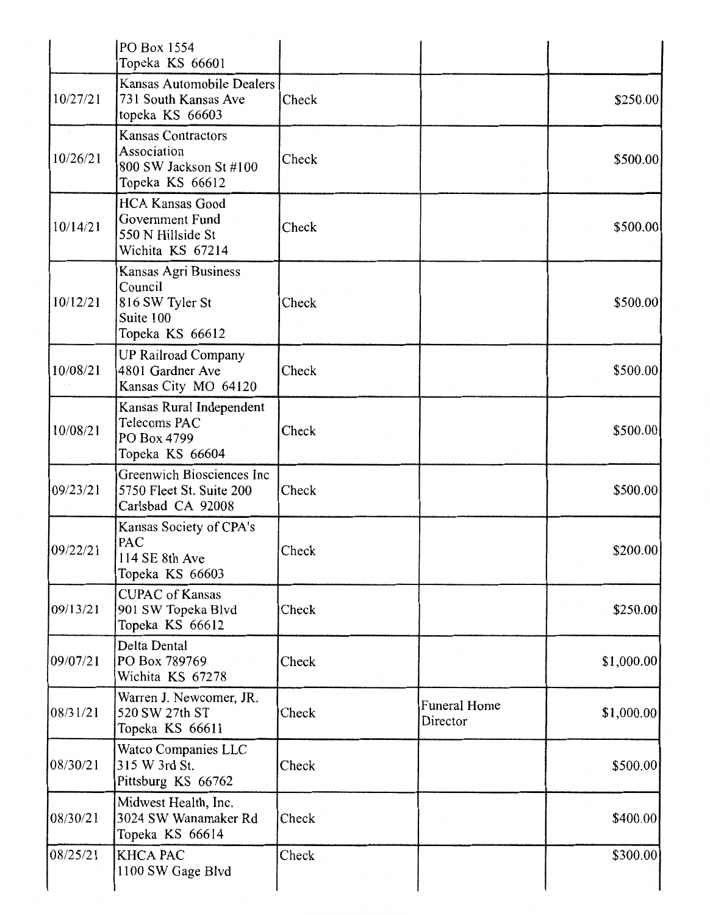| | | | | |
|---|---|---|---|---|
| | PO Box 1554<br>Topeka KS 66601 | | | |
| 10/27/21 | Kansas Automobile Dealers<br>731 South Kansas Ave<br>topeka KS 66603 | Check | | $250.00 |
| 10/26/21 | Kansas Contractors Association<br>800 SW Jackson St #100<br>Topeka KS 66612 | Check | | $500.00 |
| 10/14/21 | HCA Kansas Good Government Fund<br>550 N Hillside St<br>Wichita KS 67214 | Check | | $500.00 |
| 10/12/21 | Kansas Agri Business Council<br>816 SW Tyler St<br>Suite 100<br>Topeka KS 66612 | Check | | $500.00 |
| 10/08/21 | UP Railroad Company<br>4801 Gardner Ave<br>Kansas City MO 64120 | Check | | $500.00 |
| 10/08/21 | Kansas Rural Independent Telecoms PAC<br>PO Box 4799<br>Topeka KS 66604 | Check | | $500.00 |
| 09/23/21 | Greenwich Biosciences Inc<br>5750 Fleet St. Suite 200<br>Carlsbad CA 92008 | Check | | $500.00 |
| 09/22/21 | Kansas Society of CPA's PAC<br>114 SE 8th Ave<br>Topeka KS 66603 | Check | | $200.00 |
| 09/13/21 | CUPAC of Kansas<br>901 SW Topeka Blvd<br>Topeka KS 66612 | Check | | $250.00 |
| 09/07/21 | Delta Dental<br>PO Box 789769<br>Wichita KS 67278 | Check | | $1,000.00 |
| 08/31/21 | Warren J. Newcomer, JR.<br>520 SW 27th ST<br>Topeka KS 66611 | Check | Funeral Home Director | $1,000.00 |
| 08/30/21 | Watco Companies LLC<br>315 W 3rd St.<br>Pittsburg KS 66762 | Check | | $500.00 |
| 08/30/21 | Midwest Health, Inc.<br>3024 SW Wanamaker Rd<br>Topeka KS 66614 | Check | | $400.00 |
| 08/25/21 | KHCA PAC<br>1100 SW Gage Blvd | Check | | $300.00 |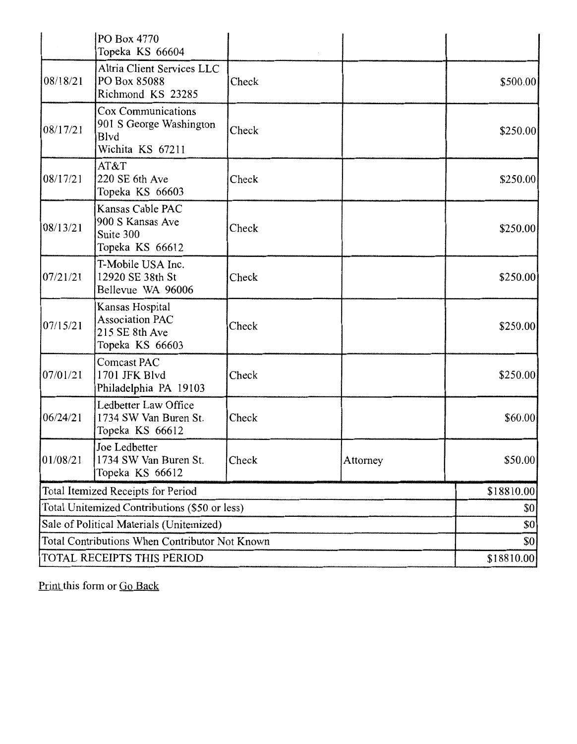| | | | | |
|---|---|---|---|---|
| | PO Box 4770<br>Topeka KS 66604 | | | |
| 08/18/21 | Altria Client Services LLC<br>PO Box 85088<br>Richmond KS 23285 | Check | | $500.00 |
| 08/17/21 | Cox Communications<br>901 S George Washington Blvd<br>Wichita KS 67211 | Check | | $250.00 |
| 08/17/21 | AT&T<br>220 SE 6th Ave<br>Topeka KS 66603 | Check | | $250.00 |
| 08/13/21 | Kansas Cable PAC<br>900 S Kansas Ave<br>Suite 300<br>Topeka KS 66612 | Check | | $250.00 |
| 07/21/21 | T-Mobile USA Inc.<br>12920 SE 38th St<br>Bellevue WA 96006 | Check | | $250.00 |
| 07/15/21 | Kansas Hospital Association PAC<br>215 SE 8th Ave<br>Topeka KS 66603 | Check | | $250.00 |
| 07/01/21 | Comcast PAC<br>1701 JFK Blvd<br>Philadelphia PA 19103 | Check | | $250.00 |
| 06/24/21 | Ledbetter Law Office<br>1734 SW Van Buren St.<br>Topeka KS 66612 | Check | | $60.00 |
| 01/08/21 | Joe Ledbetter<br>1734 SW Van Buren St.<br>Topeka KS 66612 | Check | Attorney | $50.00 |
| Total Itemized Receipts for Period | | | | $18810.00 |
| Total Unitemized Contributions ($50 or less) | | | | $0 |
| Sale of Political Materials (Unitemized) | | | | $0 |
| Total Contributions When Contributor Not Known | | | | $0 |
| TOTAL RECEIPTS THIS PERIOD | | | | $18810.00 |

Print this form or Go Back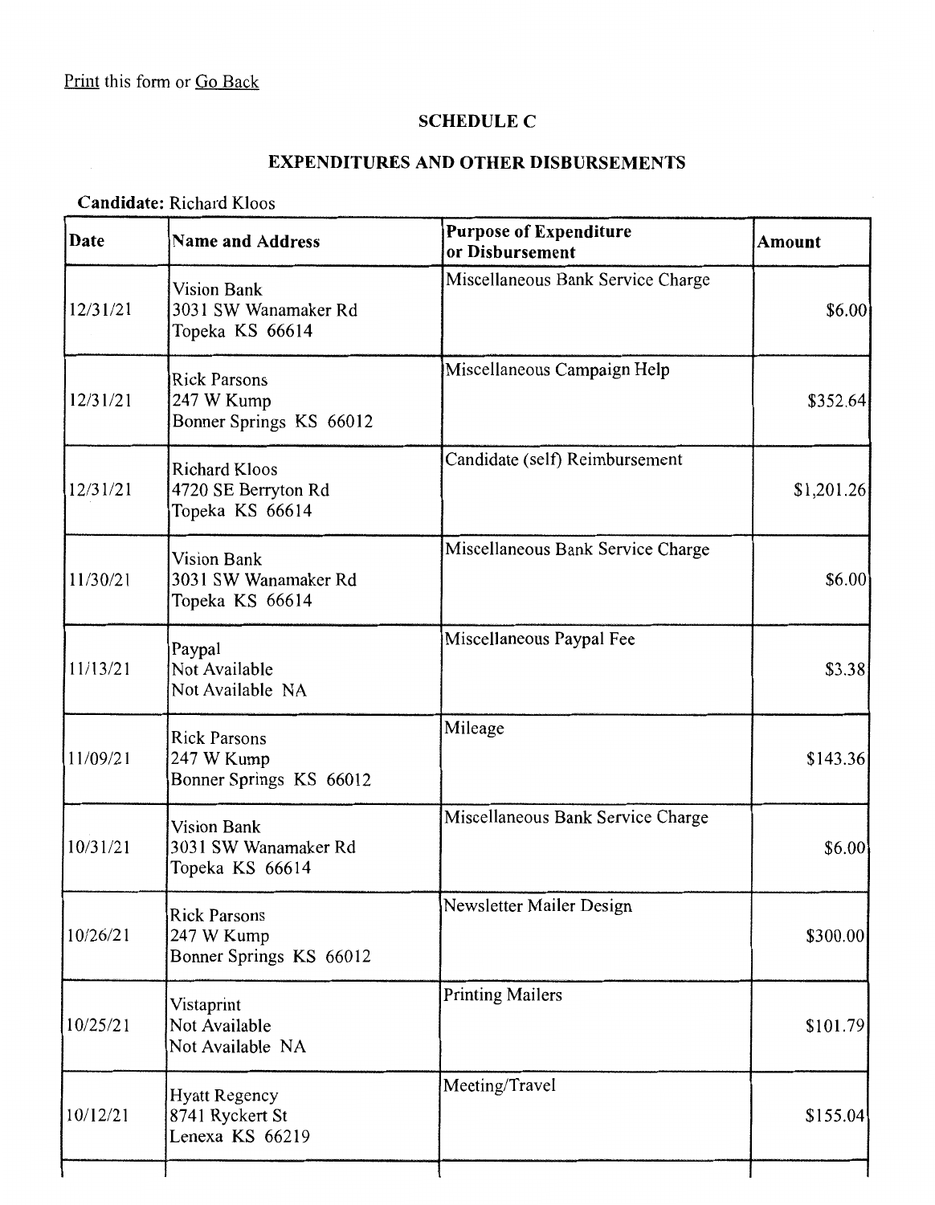Print this form or Go Back

## SCHEDULE C

## EXPENDITURES AND OTHER DISBURSEMENTS

**Candidate:** Richard Kloos

| Date | Name and Address | Purpose of Expenditure or Disbursement | Amount |
|---|---|---|---|
| 12/31/21 | Vision Bank<br>3031 SW Wanamaker Rd<br>Topeka KS 66614 | Miscellaneous Bank Service Charge | $6.00 |
| 12/31/21 | Rick Parsons<br>247 W Kump<br>Bonner Springs KS 66012 | Miscellaneous Campaign Help | $352.64 |
| 12/31/21 | Richard Kloos<br>4720 SE Berryton Rd<br>Topeka KS 66614 | Candidate (self) Reimbursement | $1,201.26 |
| 11/30/21 | Vision Bank<br>3031 SW Wanamaker Rd<br>Topeka KS 66614 | Miscellaneous Bank Service Charge | $6.00 |
| 11/13/21 | Paypal<br>Not Available<br>Not Available NA | Miscellaneous Paypal Fee | $3.38 |
| 11/09/21 | Rick Parsons<br>247 W Kump<br>Bonner Springs KS 66012 | Mileage | $143.36 |
| 10/31/21 | Vision Bank<br>3031 SW Wanamaker Rd<br>Topeka KS 66614 | Miscellaneous Bank Service Charge | $6.00 |
| 10/26/21 | Rick Parsons<br>247 W Kump<br>Bonner Springs KS 66012 | Newsletter Mailer Design | $300.00 |
| 10/25/21 | Vistaprint<br>Not Available<br>Not Available NA | Printing Mailers | $101.79 |
| 10/12/21 | Hyatt Regency<br>8741 Ryckert St<br>Lenexa KS 66219 | Meeting/Travel | $155.04 |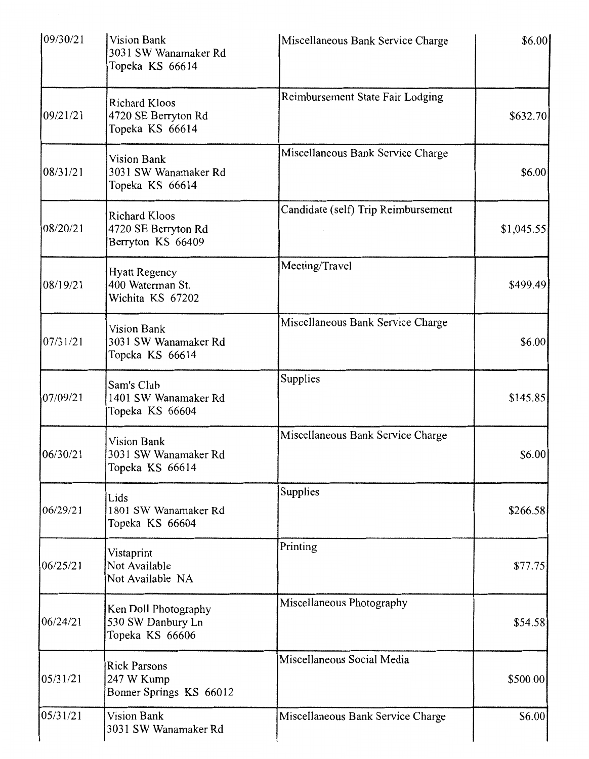| | | | |
|---|---|---|---|
| 09/30/21 | Vision Bank<br>3031 SW Wanamaker Rd<br>Topeka KS 66614 | Miscellaneous Bank Service Charge | $6.00 |
| 09/21/21 | Richard Kloos<br>4720 SE Berryton Rd<br>Topeka KS 66614 | Reimbursement State Fair Lodging | $632.70 |
| 08/31/21 | Vision Bank<br>3031 SW Wanamaker Rd<br>Topeka KS 66614 | Miscellaneous Bank Service Charge | $6.00 |
| 08/20/21 | Richard Kloos<br>4720 SE Berryton Rd<br>Berryton KS 66409 | Candidate (self) Trip Reimbursement | $1,045.55 |
| 08/19/21 | Hyatt Regency<br>400 Waterman St.<br>Wichita KS 67202 | Meeting/Travel | $499.49 |
| 07/31/21 | Vision Bank<br>3031 SW Wanamaker Rd<br>Topeka KS 66614 | Miscellaneous Bank Service Charge | $6.00 |
| 07/09/21 | Sam's Club<br>1401 SW Wanamaker Rd<br>Topeka KS 66604 | Supplies | $145.85 |
| 06/30/21 | Vision Bank<br>3031 SW Wanamaker Rd<br>Topeka KS 66614 | Miscellaneous Bank Service Charge | $6.00 |
| 06/29/21 | Lids<br>1801 SW Wanamaker Rd<br>Topeka KS 66604 | Supplies | $266.58 |
| 06/25/21 | Vistaprint<br>Not Available<br>Not Available NA | Printing | $77.75 |
| 06/24/21 | Ken Doll Photography<br>530 SW Danbury Ln<br>Topeka KS 66606 | Miscellaneous Photography | $54.58 |
| 05/31/21 | Rick Parsons<br>247 W Kump<br>Bonner Springs KS 66012 | Miscellaneous Social Media | $500.00 |
| 05/31/21 | Vision Bank<br>3031 SW Wanamaker Rd | Miscellaneous Bank Service Charge | $6.00 |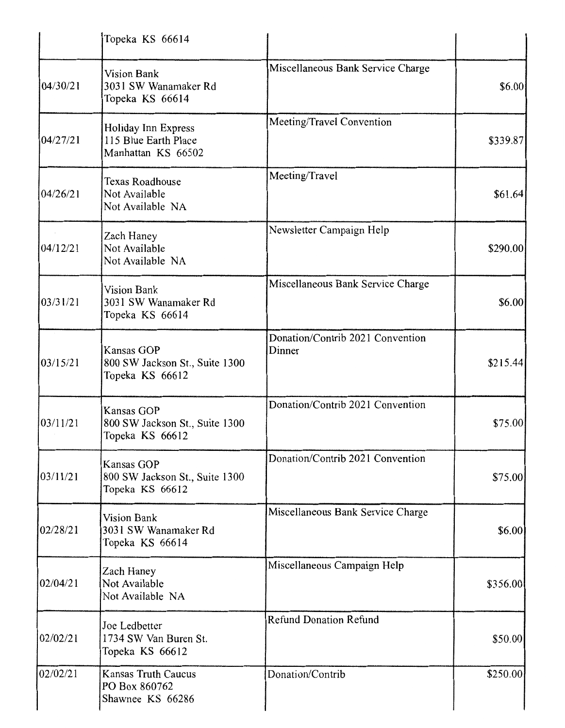| | | | |
|---|---|---|---|
| | Topeka KS 66614 | | |
| 04/30/21 | Vision Bank<br>3031 SW Wanamaker Rd<br>Topeka KS 66614 | Miscellaneous Bank Service Charge | $6.00 |
| 04/27/21 | Holiday Inn Express<br>115 Blue Earth Place<br>Manhattan KS 66502 | Meeting/Travel Convention | $339.87 |
| 04/26/21 | Texas Roadhouse<br>Not Available<br>Not Available NA | Meeting/Travel | $61.64 |
| 04/12/21 | Zach Haney<br>Not Available<br>Not Available NA | Newsletter Campaign Help | $290.00 |
| 03/31/21 | Vision Bank<br>3031 SW Wanamaker Rd<br>Topeka KS 66614 | Miscellaneous Bank Service Charge | $6.00 |
| 03/15/21 | Kansas GOP<br>800 SW Jackson St., Suite 1300<br>Topeka KS 66612 | Donation/Contrib 2021 Convention Dinner | $215.44 |
| 03/11/21 | Kansas GOP<br>800 SW Jackson St., Suite 1300<br>Topeka KS 66612 | Donation/Contrib 2021 Convention | $75.00 |
| 03/11/21 | Kansas GOP<br>800 SW Jackson St., Suite 1300<br>Topeka KS 66612 | Donation/Contrib 2021 Convention | $75.00 |
| 02/28/21 | Vision Bank<br>3031 SW Wanamaker Rd<br>Topeka KS 66614 | Miscellaneous Bank Service Charge | $6.00 |
| 02/04/21 | Zach Haney<br>Not Available<br>Not Available NA | Miscellaneous Campaign Help | $356.00 |
| 02/02/21 | Joe Ledbetter<br>1734 SW Van Buren St.<br>Topeka KS 66612 | Refund Donation Refund | $50.00 |
| 02/02/21 | Kansas Truth Caucus<br>PO Box 860762<br>Shawnee KS 66286 | Donation/Contrib | $250.00 |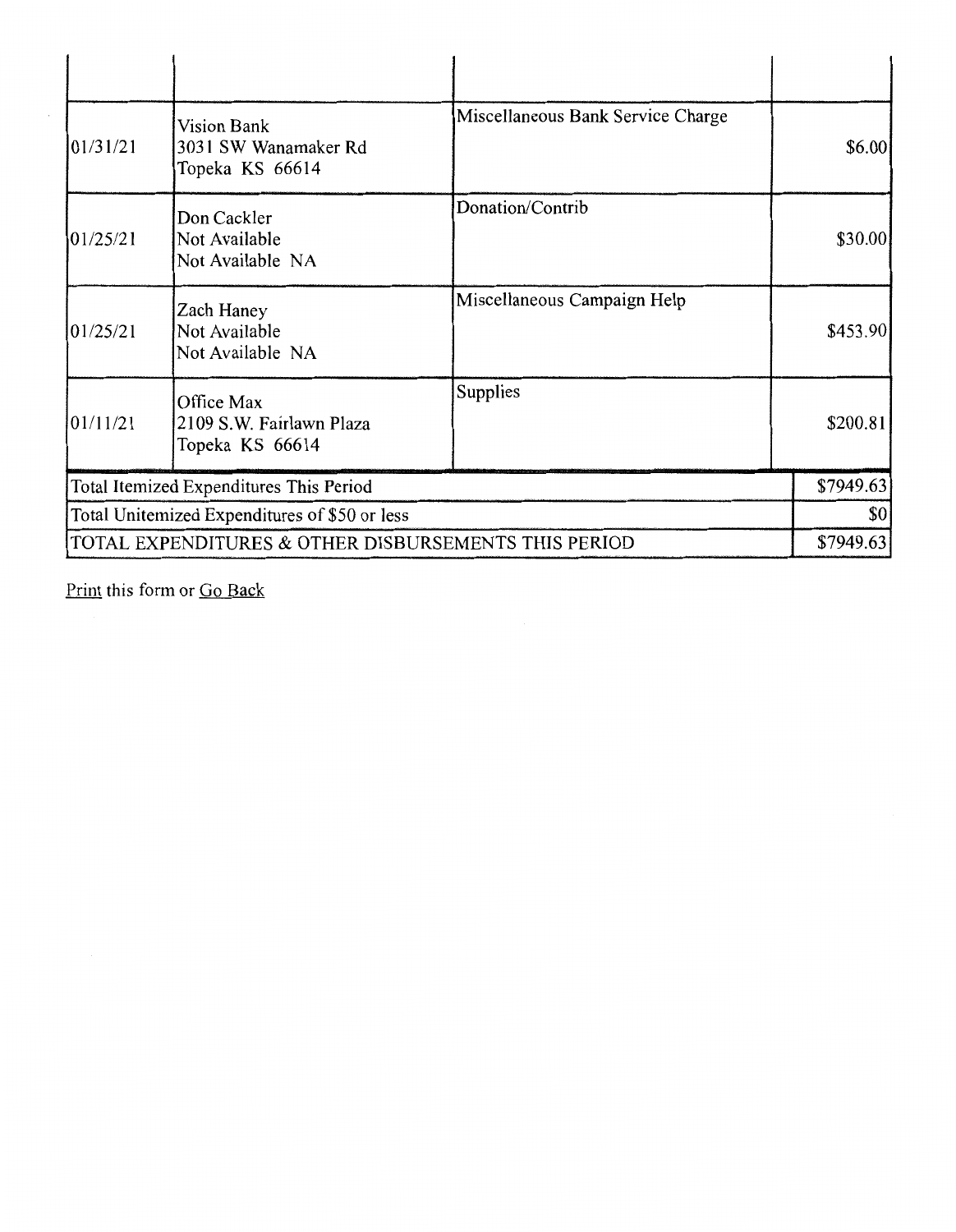| | | | |
|---|---|---|---|
| | | | |
| 01/31/21 | Vision Bank<br>3031 SW Wanamaker Rd<br>Topeka KS 66614 | Miscellaneous Bank Service Charge | $6.00 |
| 01/25/21 | Don Cackler<br>Not Available<br>Not Available NA | Donation/Contrib | $30.00 |
| 01/25/21 | Zach Haney<br>Not Available<br>Not Available NA | Miscellaneous Campaign Help | $453.90 |
| 01/11/21 | Office Max<br>2109 S.W. Fairlawn Plaza<br>Topeka KS 66614 | Supplies | $200.81 |
| Total Itemized Expenditures This Period | | | $7949.63 |
| Total Unitemized Expenditures of $50 or less | | | $0 |
| TOTAL EXPENDITURES & OTHER DISBURSEMENTS THIS PERIOD | | | $7949.63 |

Print this form or Go Back